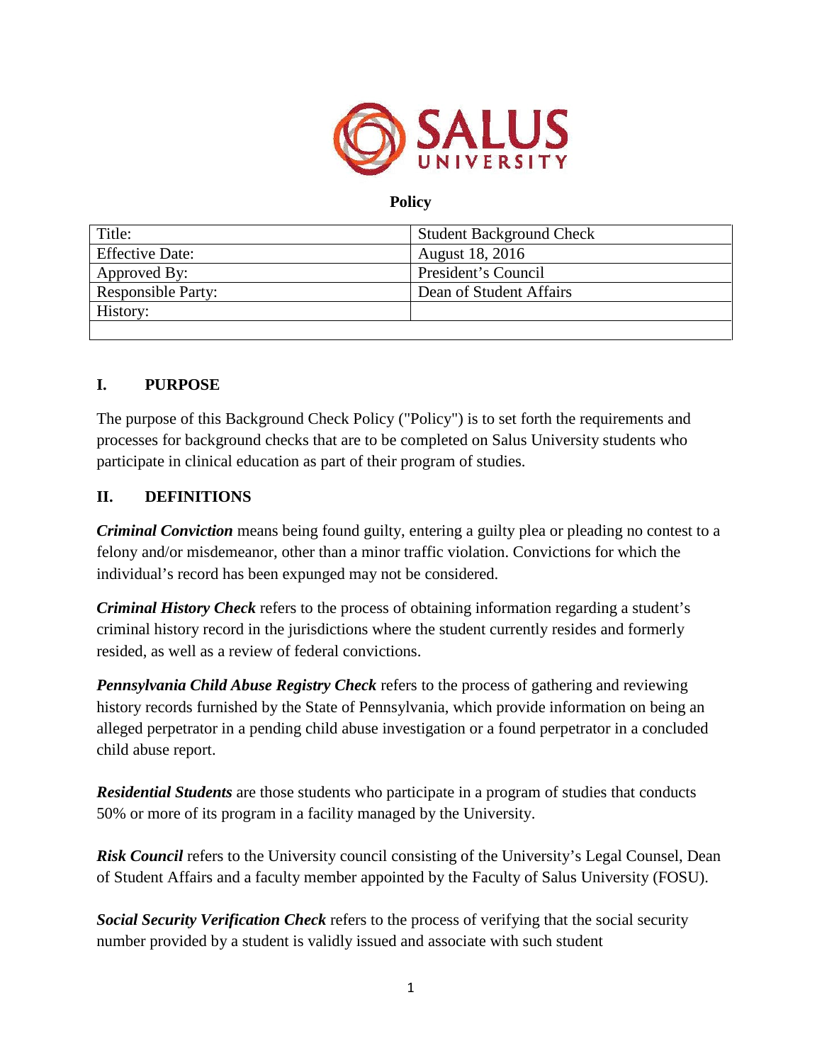**Policy**

| Title: | Student Background Check |
|---|---|
| Effective Date: | August 18, 2016 |
| Approved By: | President's Council |
| Responsible Party: | Dean of Student Affairs |
| History: | |
| | |

## I. PURPOSE

The purpose of this Background Check Policy ("Policy") is to set forth the requirements and processes for background checks that are to be completed on Salus University students who participate in clinical education as part of their program of studies.

## II. DEFINITIONS

***Criminal Conviction*** means being found guilty, entering a guilty plea or pleading no contest to a felony and/or misdemeanor, other than a minor traffic violation. Convictions for which the individual's record has been expunged may not be considered.

***Criminal History Check*** refers to the process of obtaining information regarding a student's criminal history record in the jurisdictions where the student currently resides and formerly resided, as well as a review of federal convictions.

***Pennsylvania Child Abuse Registry Check*** refers to the process of gathering and reviewing history records furnished by the State of Pennsylvania, which provide information on being an alleged perpetrator in a pending child abuse investigation or a found perpetrator in a concluded child abuse report.

***Residential Students*** are those students who participate in a program of studies that conducts 50% or more of its program in a facility managed by the University.

***Risk Council*** refers to the University council consisting of the University's Legal Counsel, Dean of Student Affairs and a faculty member appointed by the Faculty of Salus University (FOSU).

***Social Security Verification Check*** refers to the process of verifying that the social security number provided by a student is validly issued and associate with such student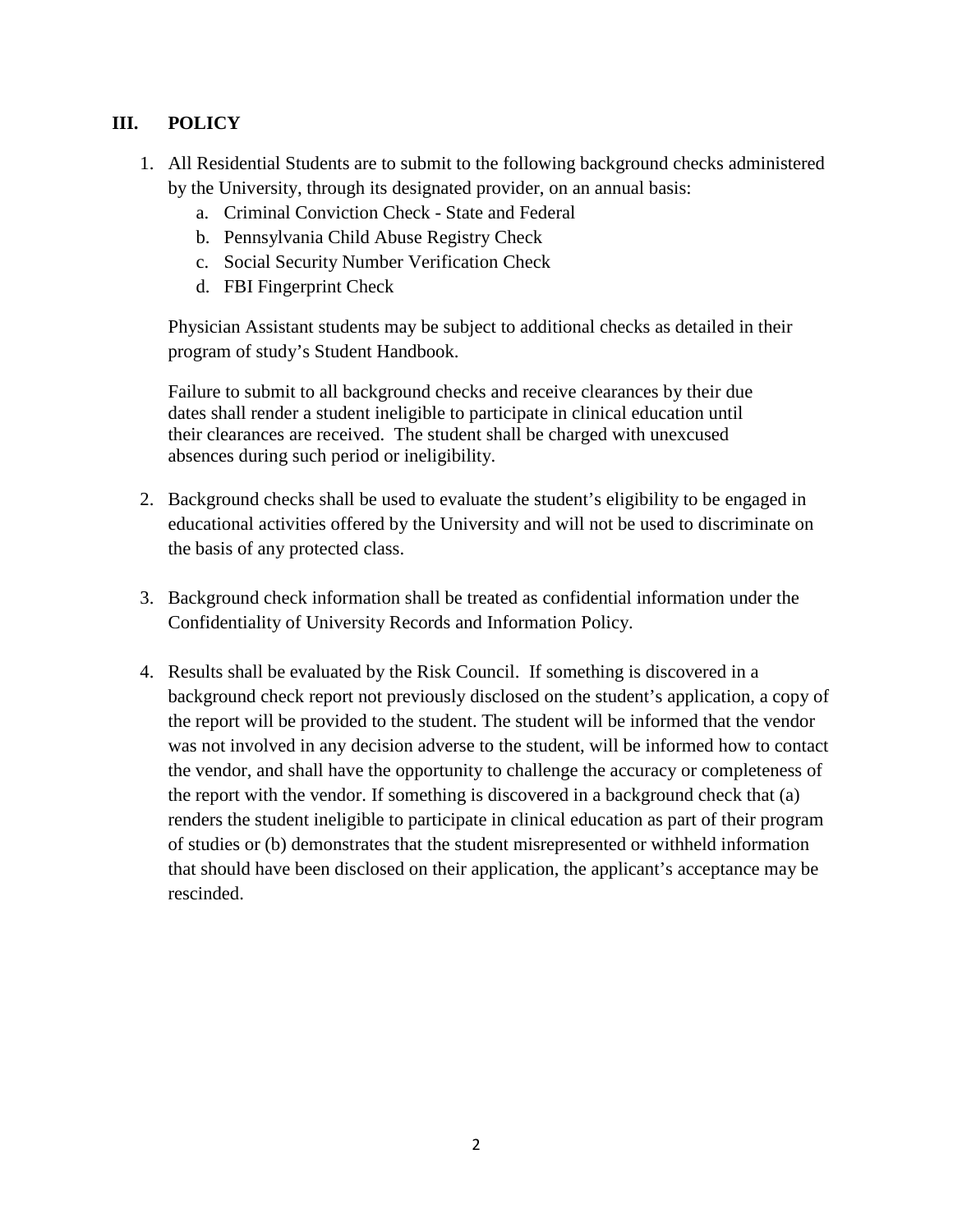## III. POLICY

1. All Residential Students are to submit to the following background checks administered by the University, through its designated provider, on an annual basis:
   a. Criminal Conviction Check - State and Federal
   b. Pennsylvania Child Abuse Registry Check
   c. Social Security Number Verification Check
   d. FBI Fingerprint Check

   Physician Assistant students may be subject to additional checks as detailed in their program of study's Student Handbook.

   Failure to submit to all background checks and receive clearances by their due dates shall render a student ineligible to participate in clinical education until their clearances are received. The student shall be charged with unexcused absences during such period or ineligibility.

2. Background checks shall be used to evaluate the student's eligibility to be engaged in educational activities offered by the University and will not be used to discriminate on the basis of any protected class.

3. Background check information shall be treated as confidential information under the Confidentiality of University Records and Information Policy.

4. Results shall be evaluated by the Risk Council. If something is discovered in a background check report not previously disclosed on the student's application, a copy of the report will be provided to the student. The student will be informed that the vendor was not involved in any decision adverse to the student, will be informed how to contact the vendor, and shall have the opportunity to challenge the accuracy or completeness of the report with the vendor. If something is discovered in a background check that (a) renders the student ineligible to participate in clinical education as part of their program of studies or (b) demonstrates that the student misrepresented or withheld information that should have been disclosed on their application, the applicant's acceptance may be rescinded.